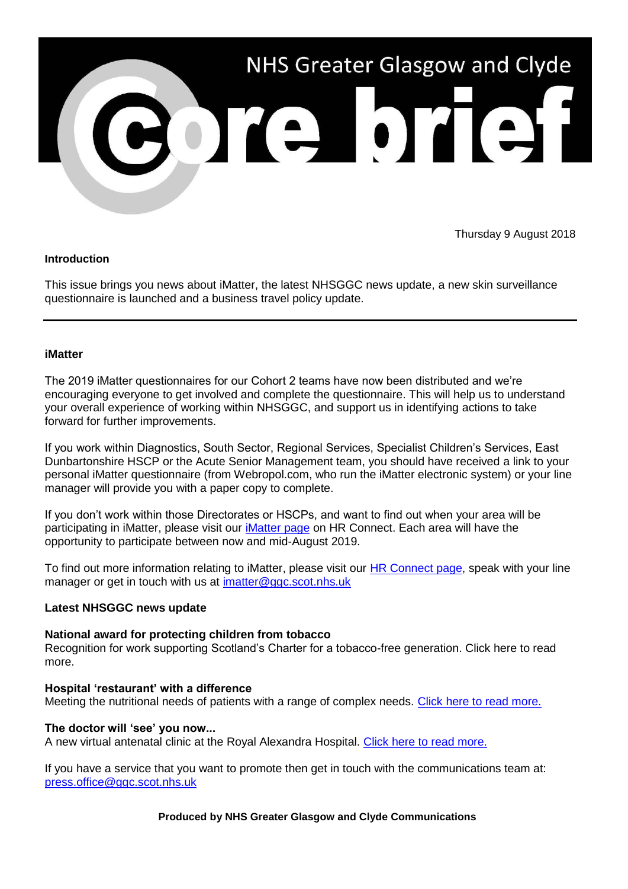# NHS Greater Glasgow and Clyde core brief

Thursday 9 August 2018

**Introduction**

This issue brings you news about iMatter, the latest NHSGGC news update, a new skin surveillance questionnaire is launched and a business travel policy update.

---

**iMatter**

The 2019 iMatter questionnaires for our Cohort 2 teams have now been distributed and we're encouraging everyone to get involved and complete the questionnaire. This will help us to understand your overall experience of working within NHSGGC, and support us in identifying actions to take forward for further improvements.

If you work within Diagnostics, South Sector, Regional Services, Specialist Children's Services, East Dunbartonshire HSCP or the Acute Senior Management team, you should have received a link to your personal iMatter questionnaire (from Webropol.com, who run the iMatter electronic system) or your line manager will provide you with a paper copy to complete.

If you don't work within those Directorates or HSCPs, and want to find out when your area will be participating in iMatter, please visit our iMatter page on HR Connect. Each area will have the opportunity to participate between now and mid-August 2019.

To find out more information relating to iMatter, please visit our HR Connect page, speak with your line manager or get in touch with us at imatter@ggc.scot.nhs.uk

**Latest NHSGGC news update**

**National award for protecting children from tobacco**
Recognition for work supporting Scotland's Charter for a tobacco-free generation. Click here to read more.

**Hospital 'restaurant' with a difference**
Meeting the nutritional needs of patients with a range of complex needs. Click here to read more.

**The doctor will 'see' you now...**
A new virtual antenatal clinic at the Royal Alexandra Hospital. Click here to read more.

If you have a service that you want to promote then get in touch with the communications team at: press.office@ggc.scot.nhs.uk

**Produced by NHS Greater Glasgow and Clyde Communications**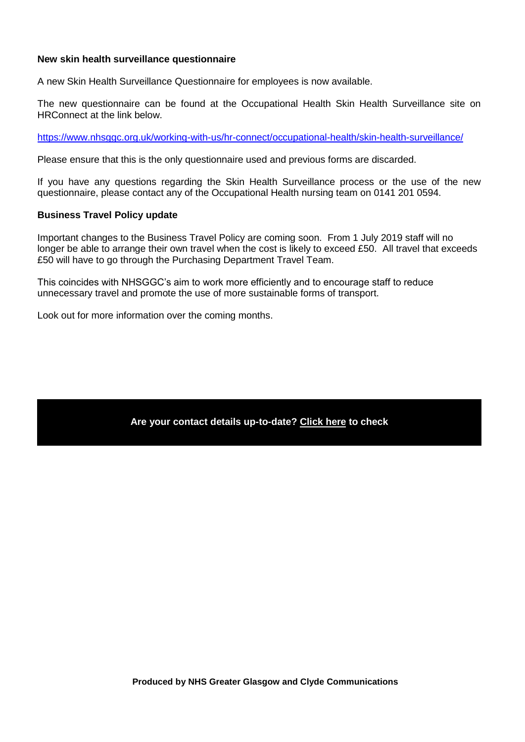**New skin health surveillance questionnaire**

A new Skin Health Surveillance Questionnaire for employees is now available.

The new questionnaire can be found at the Occupational Health Skin Health Surveillance site on HRConnect at the link below.

https://www.nhsggc.org.uk/working-with-us/hr-connect/occupational-health/skin-health-surveillance/

Please ensure that this is the only questionnaire used and previous forms are discarded.

If you have any questions regarding the Skin Health Surveillance process or the use of the new questionnaire, please contact any of the Occupational Health nursing team on 0141 201 0594.

**Business Travel Policy update**

Important changes to the Business Travel Policy are coming soon. From 1 July 2019 staff will no longer be able to arrange their own travel when the cost is likely to exceed £50. All travel that exceeds £50 will have to go through the Purchasing Department Travel Team.

This coincides with NHSGGC's aim to work more efficiently and to encourage staff to reduce unnecessary travel and promote the use of more sustainable forms of transport.

Look out for more information over the coming months.

**Are your contact details up-to-date? Click here to check**

**Produced by NHS Greater Glasgow and Clyde Communications**